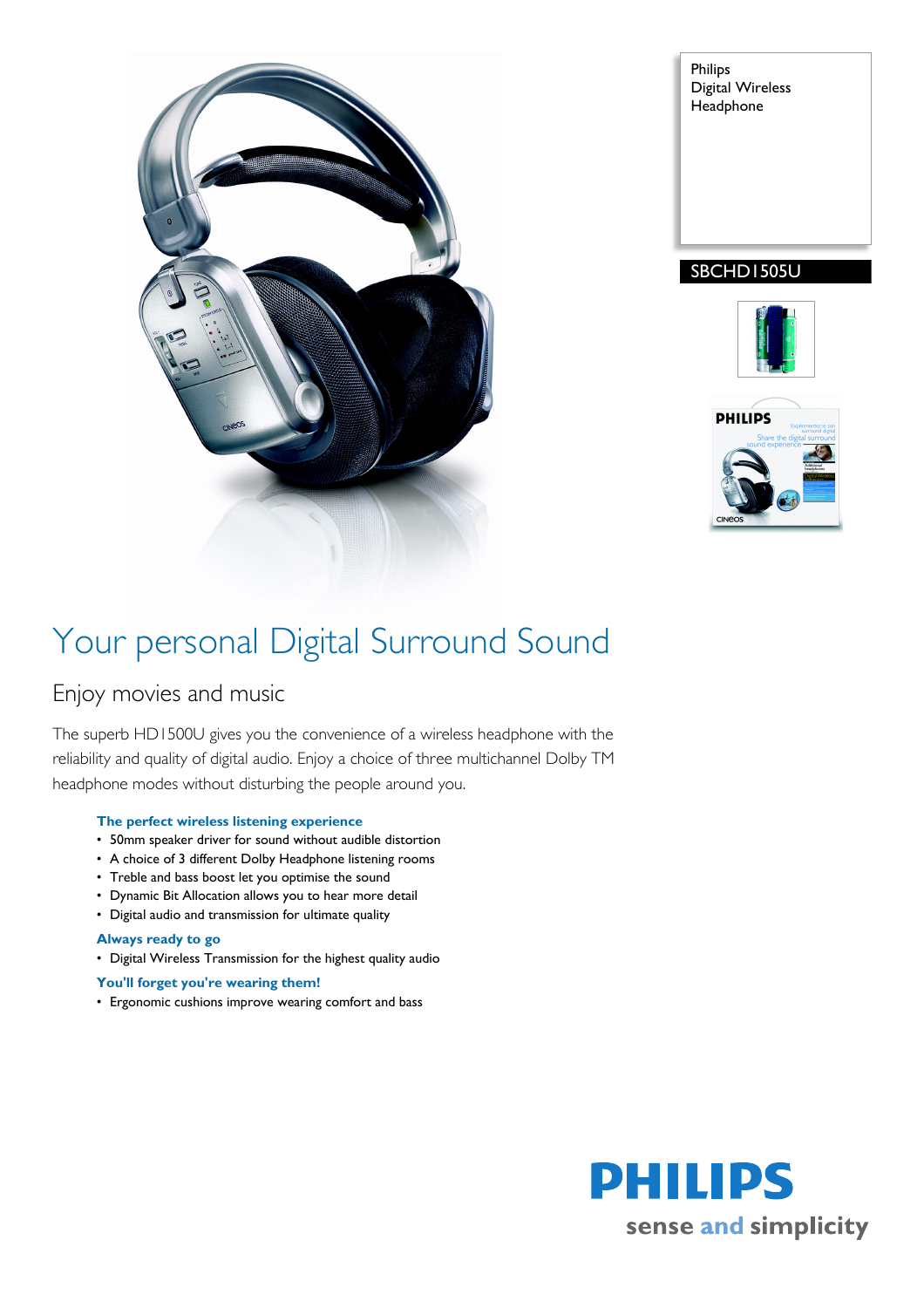Philips
Digital Wireless
Headphone

SBCHD1505U

# Your personal Digital Surround Sound

## Enjoy movies and music

The superb HD1500U gives you the convenience of a wireless headphone with the reliability and quality of digital audio. Enjoy a choice of three multichannel Dolby TM headphone modes without disturbing the people around you.

**The perfect wireless listening experience**

- 50mm speaker driver for sound without audible distortion
- A choice of 3 different Dolby Headphone listening rooms
- Treble and bass boost let you optimise the sound
- Dynamic Bit Allocation allows you to hear more detail
- Digital audio and transmission for ultimate quality

**Always ready to go**

- Digital Wireless Transmission for the highest quality audio

**You'll forget you're wearing them!**

- Ergonomic cushions improve wearing comfort and bass

PHILIPS
sense and simplicity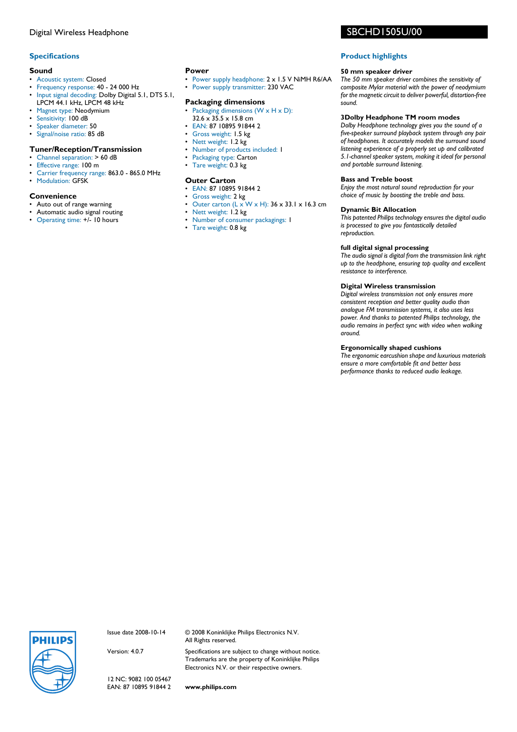Digital Wireless Headphone

SBCHD1505U/00

## Specifications

### Sound

- Acoustic system: Closed
- Frequency response: 40 - 24 000 Hz
- Input signal decoding: Dolby Digital 5.1, DTS 5.1, LPCM 44.1 kHz, LPCM 48 kHz
- Magnet type: Neodymium
- Sensitivity: 100 dB
- Speaker diameter: 50
- Signal/noise ratio: 85 dB

### Tuner/Reception/Transmission

- Channel separation: > 60 dB
- Effective range: 100 m
- Carrier frequency range: 863.0 - 865.0 MHz
- Modulation: GFSK

### Convenience

- Auto out of range warning
- Automatic audio signal routing
- Operating time: +/- 10 hours

### Power

- Power supply headphone: 2 x 1.5 V NiMH R6/AA
- Power supply transmitter: 230 VAC

### Packaging dimensions

- Packaging dimensions (W x H x D): 32.6 x 35.5 x 15.8 cm
- EAN: 87 10895 91844 2
- Gross weight: 1.5 kg
- Nett weight: 1.2 kg
- Number of products included: 1
- Packaging type: Carton
- Tare weight: 0.3 kg

### Outer Carton

- EAN: 87 10895 91844 2
- Gross weight: 2 kg
- Outer carton (L x W x H): 36 x 33.1 x 16.3 cm
- Nett weight: 1.2 kg
- Number of consumer packagings: 1
- Tare weight: 0.8 kg

## Product highlights

### 50 mm speaker driver

*The 50 mm speaker driver combines the sensitivity of composite Mylar material with the power of neodymium for the magnetic circuit to deliver powerful, distortion-free sound.*

### 3Dolby Headphone TM room modes

*Dolby Headphone technology gives you the sound of a five-speaker surround playback system through any pair of headphones. It accurately models the surround sound listening experience of a properly set up and calibrated 5.1-channel speaker system, making it ideal for personal and portable surround listening.*

### Bass and Treble boost

*Enjoy the most natural sound reproduction for your choice of music by boosting the treble and bass.*

### Dynamic Bit Allocation

*This patented Philips technology ensures the digital audio is processed to give you fantastically detailed reproduction.*

### full digital signal processing

*The audio signal is digital from the transmission link right up to the headphone, ensuring top quality and excellent resistance to interference.*

### Digital Wireless transmission

*Digital wireless transmission not only ensures more consistent reception and better quality audio than analogue FM transmission systems, it also uses less power. And thanks to patented Philips technology, the audio remains in perfect sync with video when walking around.*

### Ergonomically shaped cushions

*The ergonomic earcushion shape and luxurious materials ensure a more comfortable fit and better bass performance thanks to reduced audio leakage.*

PHILIPS

Issue date 2008-10-14

Version: 4.0.7

12 NC: 9082 100 05467
EAN: 87 10895 91844 2

© 2008 Koninklijke Philips Electronics N.V.
All Rights reserved.

Specifications are subject to change without notice. Trademarks are the property of Koninklijke Philips Electronics N.V. or their respective owners.

**www.philips.com**